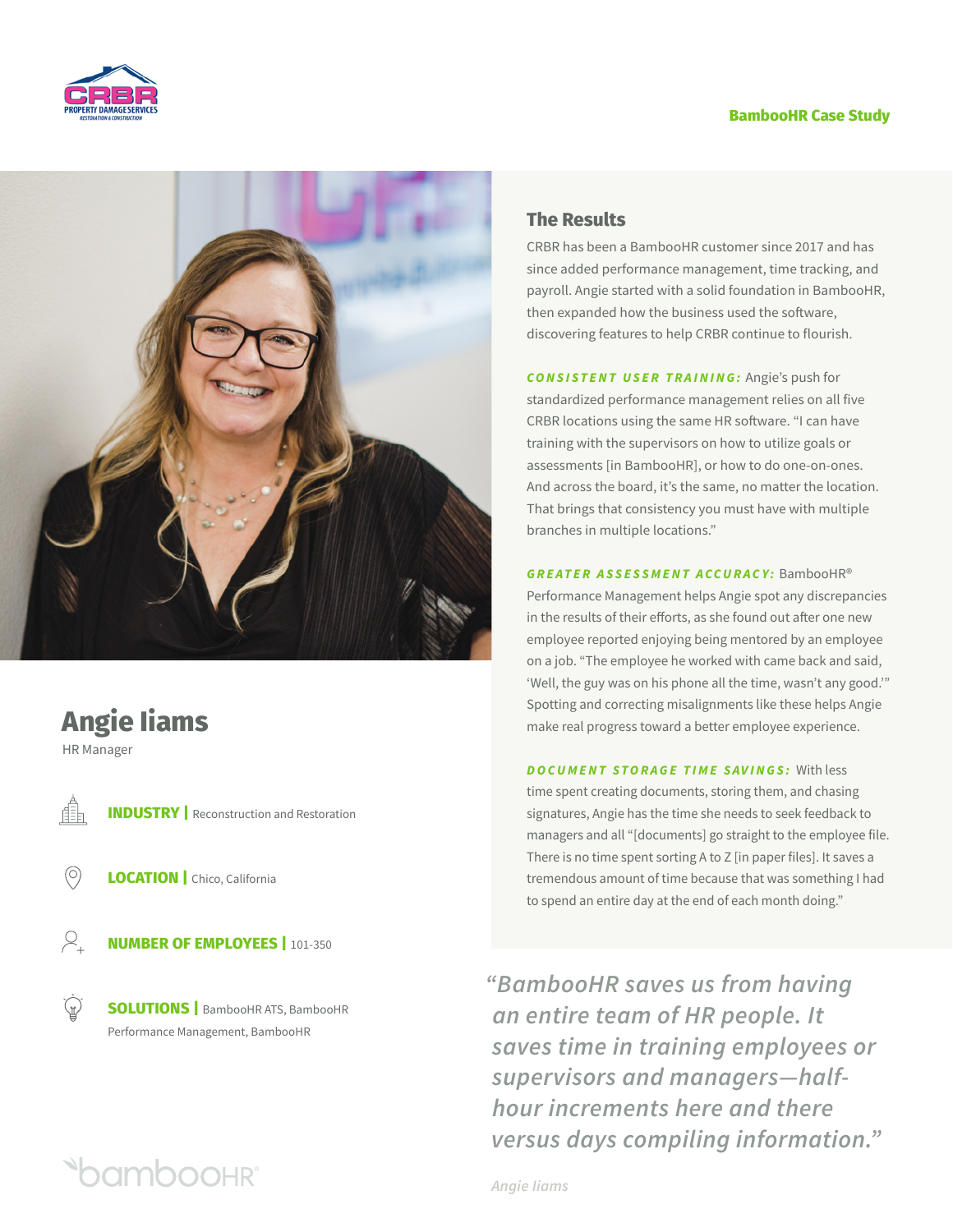BambooHR Case Study

## Angie Iiams

HR Manager

**INDUSTRY |** Reconstruction and Restoration

**LOCATION |** Chico, California

**NUMBER OF EMPLOYEES |** 101-350

**SOLUTIONS |** BambooHR ATS, BambooHR Performance Management, BambooHR

## The Results

CRBR has been a BambooHR customer since 2017 and has since added performance management, time tracking, and payroll. Angie started with a solid foundation in BambooHR, then expanded how the business used the software, discovering features to help CRBR continue to flourish.

***CONSISTENT USER TRAINING:*** Angie's push for standardized performance management relies on all five CRBR locations using the same HR software. "I can have training with the supervisors on how to utilize goals or assessments [in BambooHR], or how to do one-on-ones. And across the board, it's the same, no matter the location. That brings that consistency you must have with multiple branches in multiple locations."

***GREATER ASSESSMENT ACCURACY:*** BambooHR® Performance Management helps Angie spot any discrepancies in the results of their efforts, as she found out after one new employee reported enjoying being mentored by an employee on a job. "The employee he worked with came back and said, 'Well, the guy was on his phone all the time, wasn't any good.'" Spotting and correcting misalignments like these helps Angie make real progress toward a better employee experience.

***DOCUMENT STORAGE TIME SAVINGS:*** With less time spent creating documents, storing them, and chasing signatures, Angie has the time she needs to seek feedback to managers and all "[documents] go straight to the employee file. There is no time spent sorting A to Z [in paper files]. It saves a tremendous amount of time because that was something I had to spend an entire day at the end of each month doing."

> *"BambooHR saves us from having an entire team of HR people. It saves time in training employees or supervisors and managers—half-hour increments here and there versus days compiling information."*
>
> *Angie Iiams*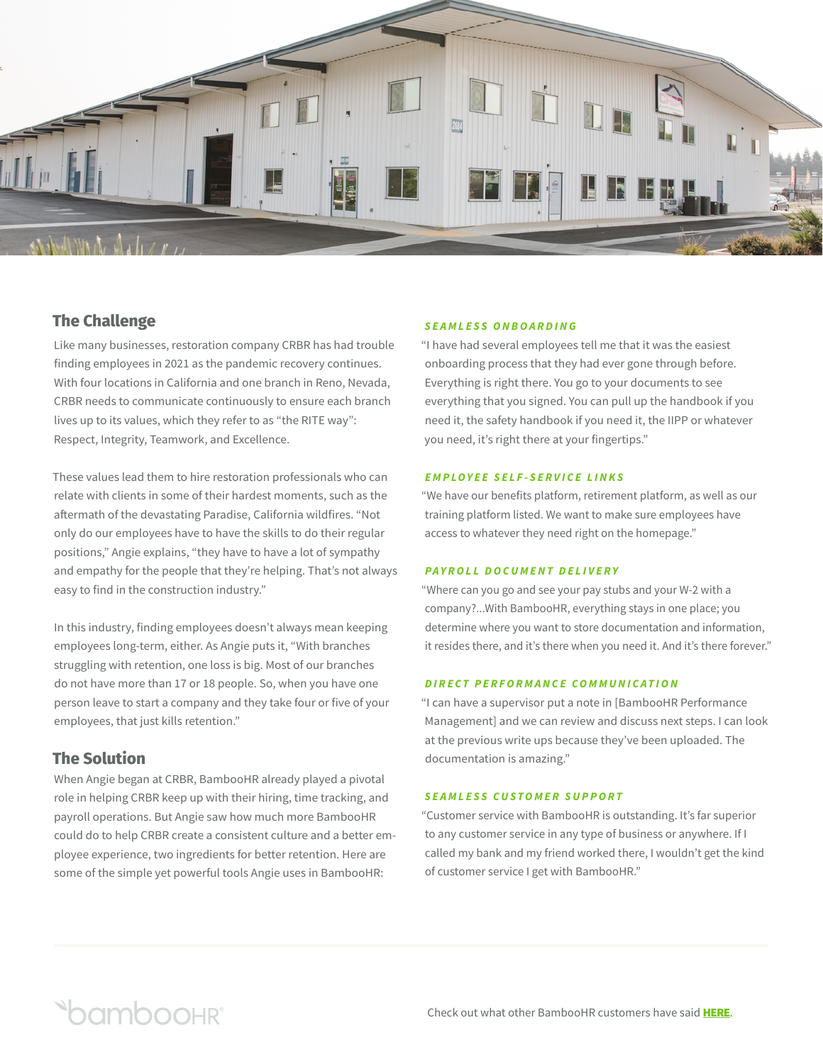## The Challenge

Like many businesses, restoration company CRBR has had trouble finding employees in 2021 as the pandemic recovery continues. With four locations in California and one branch in Reno, Nevada, CRBR needs to communicate continuously to ensure each branch lives up to its values, which they refer to as "the RITE way": Respect, Integrity, Teamwork, and Excellence.

These values lead them to hire restoration professionals who can relate with clients in some of their hardest moments, such as the aftermath of the devastating Paradise, California wildfires. "Not only do our employees have to have the skills to do their regular positions," Angie explains, "they have to have a lot of sympathy and empathy for the people that they're helping. That's not always easy to find in the construction industry."

In this industry, finding employees doesn't always mean keeping employees long-term, either. As Angie puts it, "With branches struggling with retention, one loss is big. Most of our branches do not have more than 17 or 18 people. So, when you have one person leave to start a company and they take four or five of your employees, that just kills retention."

## The Solution

When Angie began at CRBR, BambooHR already played a pivotal role in helping CRBR keep up with their hiring, time tracking, and payroll operations. But Angie saw how much more BambooHR could do to help CRBR create a consistent culture and a better employee experience, two ingredients for better retention. Here are some of the simple yet powerful tools Angie uses in BambooHR:

### *SEAMLESS ONBOARDING*

"I have had several employees tell me that it was the easiest onboarding process that they had ever gone through before. Everything is right there. You go to your documents to see everything that you signed. You can pull up the handbook if you need it, the safety handbook if you need it, the IIPP or whatever you need, it's right there at your fingertips."

### *EMPLOYEE SELF-SERVICE LINKS*

"We have our benefits platform, retirement platform, as well as our training platform listed. We want to make sure employees have access to whatever they need right on the homepage."

### *PAYROLL DOCUMENT DELIVERY*

"Where can you go and see your pay stubs and your W-2 with a company?...With BambooHR, everything stays in one place; you determine where you want to store documentation and information, it resides there, and it's there when you need it. And it's there forever."

### *DIRECT PERFORMANCE COMMUNICATION*

"I can have a supervisor put a note in [BambooHR Performance Management] and we can review and discuss next steps. I can look at the previous write ups because they've been uploaded. The documentation is amazing."

### *SEAMLESS CUSTOMER SUPPORT*

"Customer service with BambooHR is outstanding. It's far superior to any customer service in any type of business or anywhere. If I called my bank and my friend worked there, I wouldn't get the kind of customer service I get with BambooHR."

bambooHR

Check out what other BambooHR customers have said **HERE**.